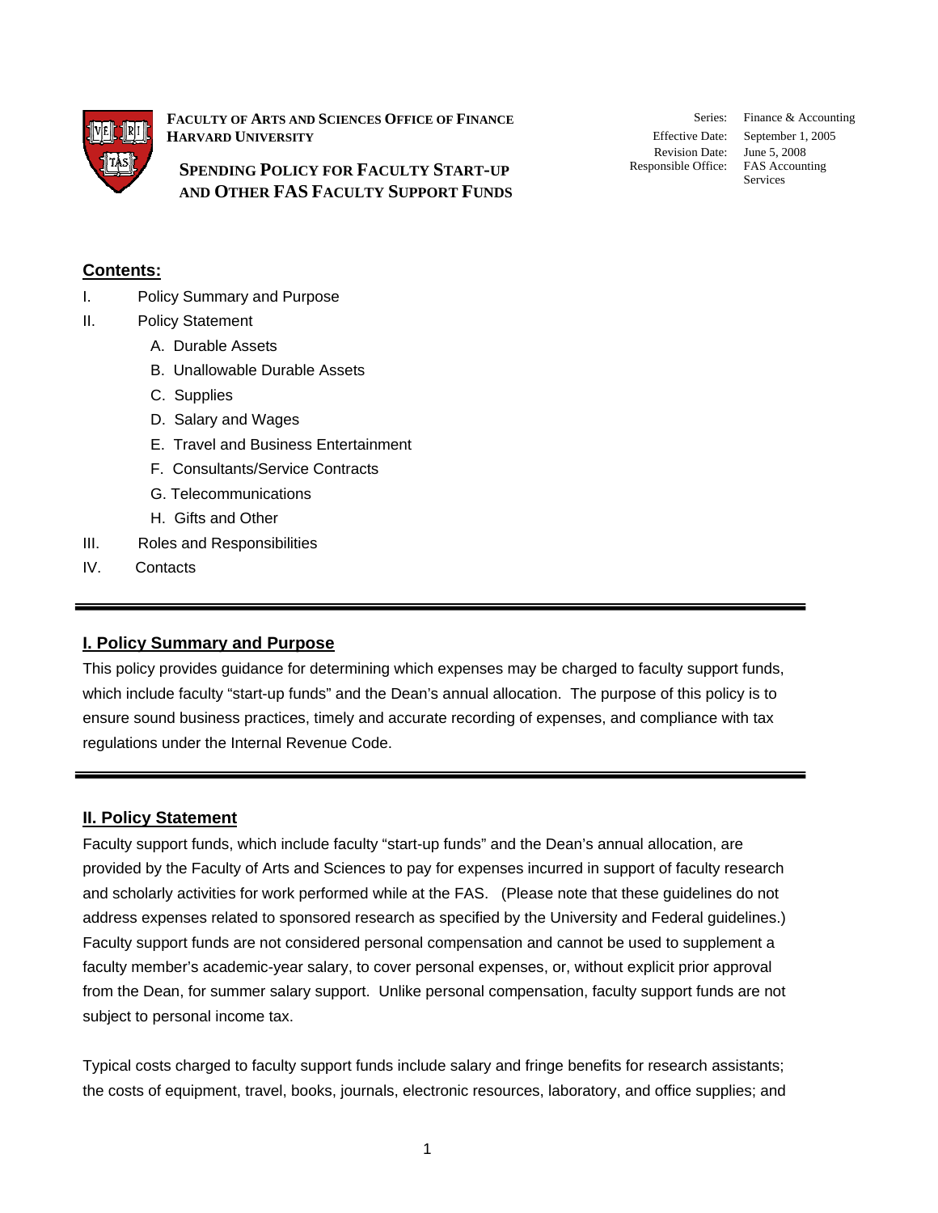**FACULTY OF ARTS AND SCIENCES OFFICE OF FINANCE**
**HARVARD UNIVERSITY**

# SPENDING POLICY FOR FACULTY START-UP AND OTHER FAS FACULTY SUPPORT FUNDS

| | |
|---|---|
| Series: | Finance & Accounting |
| Effective Date: | September 1, 2005 |
| Revision Date: | June 5, 2008 |
| Responsible Office: | FAS Accounting Services |

## Contents:

I. Policy Summary and Purpose

II. Policy Statement

- A. Durable Assets
- B. Unallowable Durable Assets
- C. Supplies
- D. Salary and Wages
- E. Travel and Business Entertainment
- F. Consultants/Service Contracts
- G. Telecommunications
- H. Gifts and Other

III. Roles and Responsibilities

IV. Contacts

---

## I. Policy Summary and Purpose

This policy provides guidance for determining which expenses may be charged to faculty support funds, which include faculty "start-up funds" and the Dean's annual allocation. The purpose of this policy is to ensure sound business practices, timely and accurate recording of expenses, and compliance with tax regulations under the Internal Revenue Code.

---

## II. Policy Statement

Faculty support funds, which include faculty "start-up funds" and the Dean's annual allocation, are provided by the Faculty of Arts and Sciences to pay for expenses incurred in support of faculty research and scholarly activities for work performed while at the FAS. (Please note that these guidelines do not address expenses related to sponsored research as specified by the University and Federal guidelines.) Faculty support funds are not considered personal compensation and cannot be used to supplement a faculty member's academic-year salary, to cover personal expenses, or, without explicit prior approval from the Dean, for summer salary support. Unlike personal compensation, faculty support funds are not subject to personal income tax.

Typical costs charged to faculty support funds include salary and fringe benefits for research assistants; the costs of equipment, travel, books, journals, electronic resources, laboratory, and office supplies; and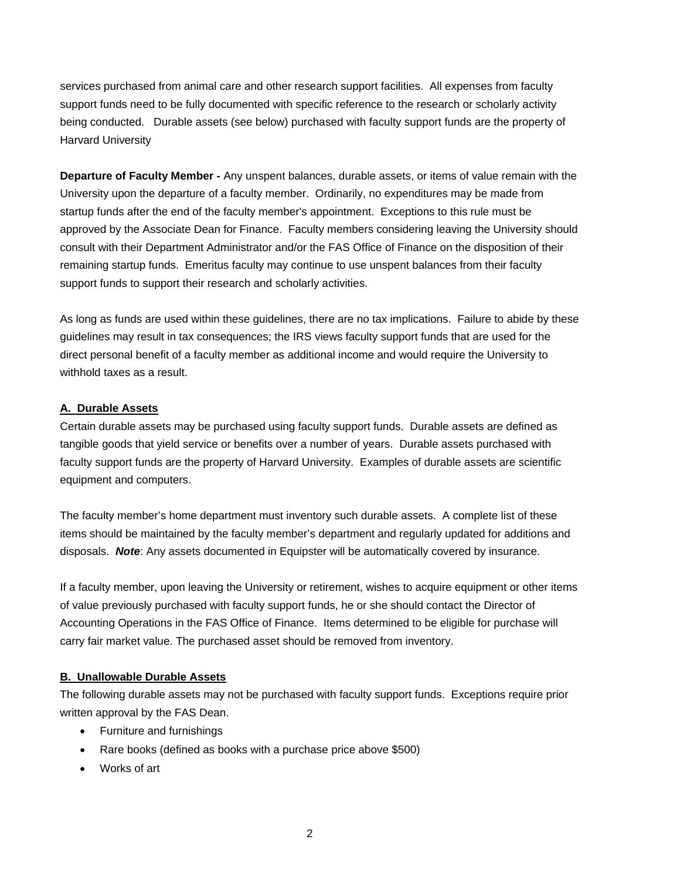services purchased from animal care and other research support facilities. All expenses from faculty support funds need to be fully documented with specific reference to the research or scholarly activity being conducted. Durable assets (see below) purchased with faculty support funds are the property of Harvard University

**Departure of Faculty Member -** Any unspent balances, durable assets, or items of value remain with the University upon the departure of a faculty member. Ordinarily, no expenditures may be made from startup funds after the end of the faculty member's appointment. Exceptions to this rule must be approved by the Associate Dean for Finance. Faculty members considering leaving the University should consult with their Department Administrator and/or the FAS Office of Finance on the disposition of their remaining startup funds. Emeritus faculty may continue to use unspent balances from their faculty support funds to support their research and scholarly activities.

As long as funds are used within these guidelines, there are no tax implications. Failure to abide by these guidelines may result in tax consequences; the IRS views faculty support funds that are used for the direct personal benefit of a faculty member as additional income and would require the University to withhold taxes as a result.

## A. Durable Assets

Certain durable assets may be purchased using faculty support funds. Durable assets are defined as tangible goods that yield service or benefits over a number of years. Durable assets purchased with faculty support funds are the property of Harvard University. Examples of durable assets are scientific equipment and computers.

The faculty member's home department must inventory such durable assets. A complete list of these items should be maintained by the faculty member's department and regularly updated for additions and disposals. ***Note***: Any assets documented in Equipster will be automatically covered by insurance.

If a faculty member, upon leaving the University or retirement, wishes to acquire equipment or other items of value previously purchased with faculty support funds, he or she should contact the Director of Accounting Operations in the FAS Office of Finance. Items determined to be eligible for purchase will carry fair market value. The purchased asset should be removed from inventory.

## B. Unallowable Durable Assets

The following durable assets may not be purchased with faculty support funds. Exceptions require prior written approval by the FAS Dean.

- Furniture and furnishings
- Rare books (defined as books with a purchase price above $500)
- Works of art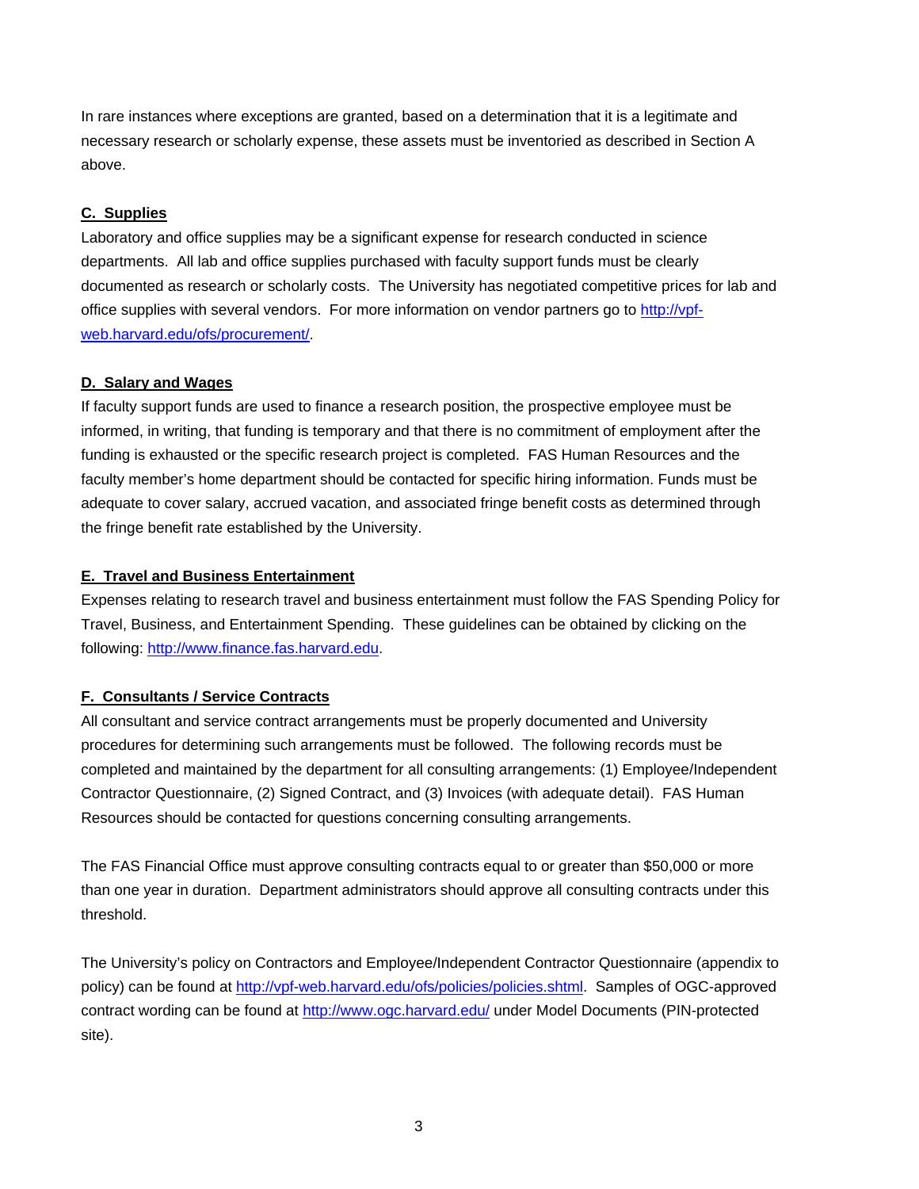In rare instances where exceptions are granted, based on a determination that it is a legitimate and necessary research or scholarly expense, these assets must be inventoried as described in Section A above.

**C. Supplies**

Laboratory and office supplies may be a significant expense for research conducted in science departments. All lab and office supplies purchased with faculty support funds must be clearly documented as research or scholarly costs. The University has negotiated competitive prices for lab and office supplies with several vendors. For more information on vendor partners go to http://vpf-web.harvard.edu/ofs/procurement/.

**D. Salary and Wages**

If faculty support funds are used to finance a research position, the prospective employee must be informed, in writing, that funding is temporary and that there is no commitment of employment after the funding is exhausted or the specific research project is completed. FAS Human Resources and the faculty member's home department should be contacted for specific hiring information. Funds must be adequate to cover salary, accrued vacation, and associated fringe benefit costs as determined through the fringe benefit rate established by the University.

**E. Travel and Business Entertainment**

Expenses relating to research travel and business entertainment must follow the FAS Spending Policy for Travel, Business, and Entertainment Spending. These guidelines can be obtained by clicking on the following: http://www.finance.fas.harvard.edu.

**F. Consultants / Service Contracts**

All consultant and service contract arrangements must be properly documented and University procedures for determining such arrangements must be followed. The following records must be completed and maintained by the department for all consulting arrangements: (1) Employee/Independent Contractor Questionnaire, (2) Signed Contract, and (3) Invoices (with adequate detail). FAS Human Resources should be contacted for questions concerning consulting arrangements.

The FAS Financial Office must approve consulting contracts equal to or greater than $50,000 or more than one year in duration. Department administrators should approve all consulting contracts under this threshold.

The University's policy on Contractors and Employee/Independent Contractor Questionnaire (appendix to policy) can be found at http://vpf-web.harvard.edu/ofs/policies/policies.shtml. Samples of OGC-approved contract wording can be found at http://www.ogc.harvard.edu/ under Model Documents (PIN-protected site).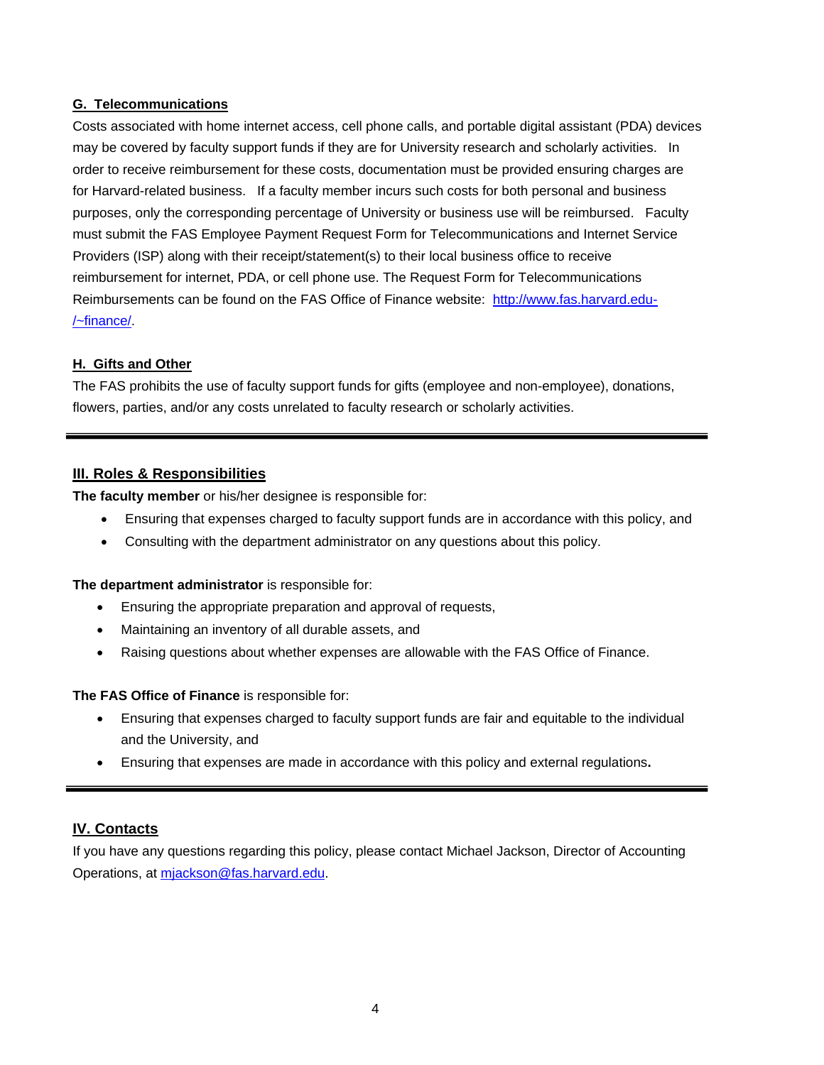### G. Telecommunications

Costs associated with home internet access, cell phone calls, and portable digital assistant (PDA) devices may be covered by faculty support funds if they are for University research and scholarly activities. In order to receive reimbursement for these costs, documentation must be provided ensuring charges are for Harvard-related business. If a faculty member incurs such costs for both personal and business purposes, only the corresponding percentage of University or business use will be reimbursed. Faculty must submit the FAS Employee Payment Request Form for Telecommunications and Internet Service Providers (ISP) along with their receipt/statement(s) to their local business office to receive reimbursement for internet, PDA, or cell phone use. The Request Form for Telecommunications Reimbursements can be found on the FAS Office of Finance website: [http://www.fas.harvard.edu-/~finance/](http://www.fas.harvard.edu-/~finance/).

### H. Gifts and Other

The FAS prohibits the use of faculty support funds for gifts (employee and non-employee), donations, flowers, parties, and/or any costs unrelated to faculty research or scholarly activities.

---

## III. Roles & Responsibilities

**The faculty member** or his/her designee is responsible for:

- Ensuring that expenses charged to faculty support funds are in accordance with this policy, and
- Consulting with the department administrator on any questions about this policy.

**The department administrator** is responsible for:

- Ensuring the appropriate preparation and approval of requests,
- Maintaining an inventory of all durable assets, and
- Raising questions about whether expenses are allowable with the FAS Office of Finance.

**The FAS Office of Finance** is responsible for:

- Ensuring that expenses charged to faculty support funds are fair and equitable to the individual and the University, and
- Ensuring that expenses are made in accordance with this policy and external regulations**.**

---

## IV. Contacts

If you have any questions regarding this policy, please contact Michael Jackson, Director of Accounting Operations, at [mjackson@fas.harvard.edu](mailto:mjackson@fas.harvard.edu).